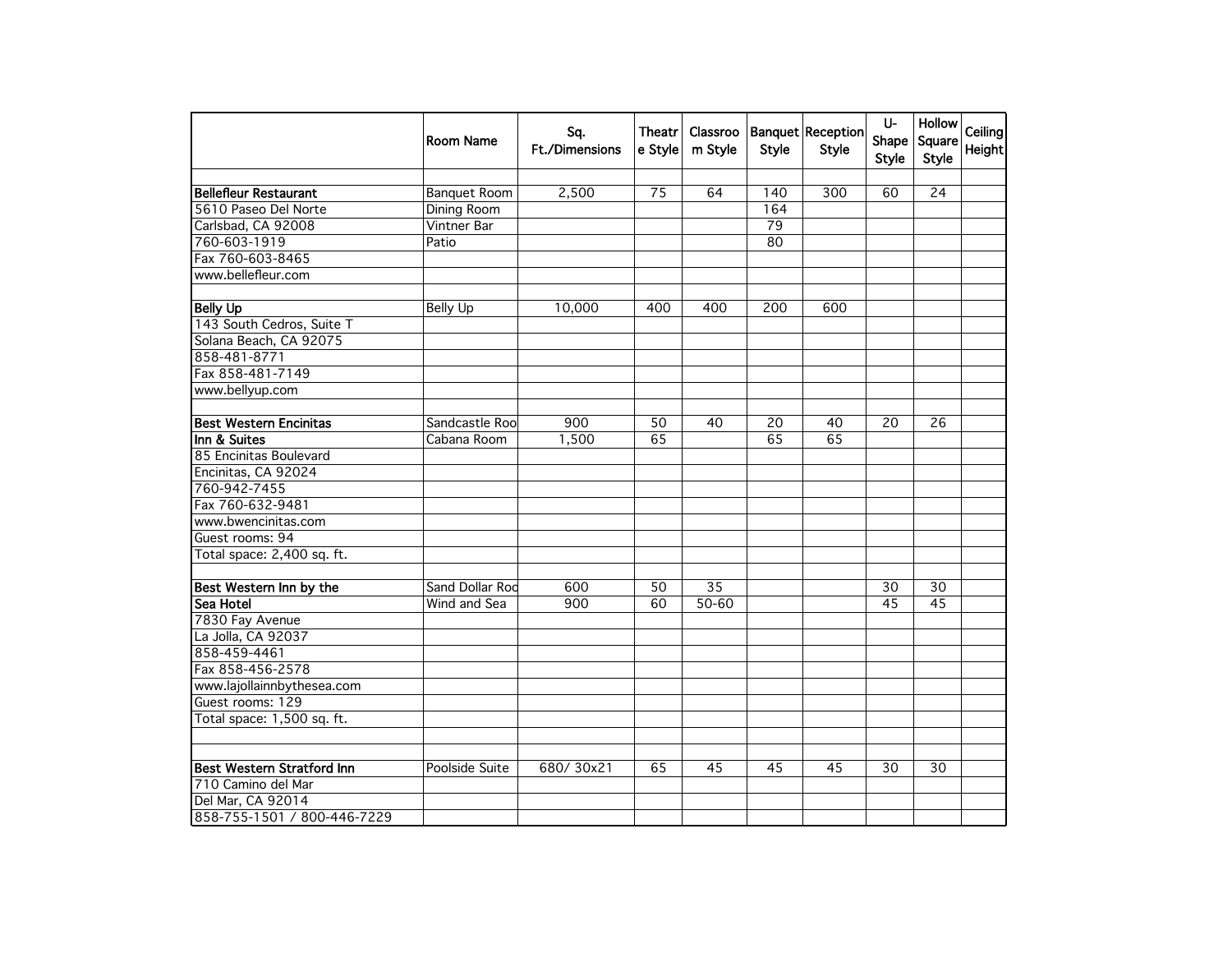| | Room Name | Sq. Ft./Dimensions | Theatre Style | Classroom Style | Banquet Style | Reception Style | U-Shape Style | Hollow Square Style | Ceiling Height |
|---|---|---|---|---|---|---|---|---|---|
| | | | | | | | | | |
| **Bellefleur Restaurant** | Banquet Room | 2,500 | 75 | 64 | 140 | 300 | 60 | 24 | |
| 5610 Paseo Del Norte | Dining Room | | | | 164 | | | | |
| Carlsbad, CA 92008 | Vintner Bar | | | | 79 | | | | |
| 760-603-1919 | Patio | | | | 80 | | | | |
| Fax 760-603-8465 | | | | | | | | | |
| www.bellefleur.com | | | | | | | | | |
| | | | | | | | | | |
| **Belly Up** | Belly Up | 10,000 | 400 | 400 | 200 | 600 | | | |
| 143 South Cedros, Suite T | | | | | | | | | |
| Solana Beach, CA 92075 | | | | | | | | | |
| 858-481-8771 | | | | | | | | | |
| Fax 858-481-7149 | | | | | | | | | |
| www.bellyup.com | | | | | | | | | |
| | | | | | | | | | |
| **Best Western Encinitas** | Sandcastle Roo | 900 | 50 | 40 | 20 | 40 | 20 | 26 | |
| **Inn & Suites** | Cabana Room | 1,500 | 65 | | 65 | 65 | | | |
| 85 Encinitas Boulevard | | | | | | | | | |
| Encinitas, CA 92024 | | | | | | | | | |
| 760-942-7455 | | | | | | | | | |
| Fax 760-632-9481 | | | | | | | | | |
| www.bwencinitas.com | | | | | | | | | |
| Guest rooms: 94 | | | | | | | | | |
| Total space: 2,400 sq. ft. | | | | | | | | | |
| | | | | | | | | | |
| **Best Western Inn by the** | Sand Dollar Roo | 600 | 50 | 35 | | | 30 | 30 | |
| **Sea Hotel** | Wind and Sea | 900 | 60 | 50-60 | | | 45 | 45 | |
| 7830 Fay Avenue | | | | | | | | | |
| La Jolla, CA 92037 | | | | | | | | | |
| 858-459-4461 | | | | | | | | | |
| Fax 858-456-2578 | | | | | | | | | |
| www.lajollainnbythesea.com | | | | | | | | | |
| Guest rooms: 129 | | | | | | | | | |
| Total space: 1,500 sq. ft. | | | | | | | | | |
| | | | | | | | | | |
| | | | | | | | | | |
| **Best Western Stratford Inn** | Poolside Suite | 680/ 30x21 | 65 | 45 | 45 | 45 | 30 | 30 | |
| 710 Camino del Mar | | | | | | | | | |
| Del Mar, CA 92014 | | | | | | | | | |
| 858-755-1501 / 800-446-7229 | | | | | | | | | |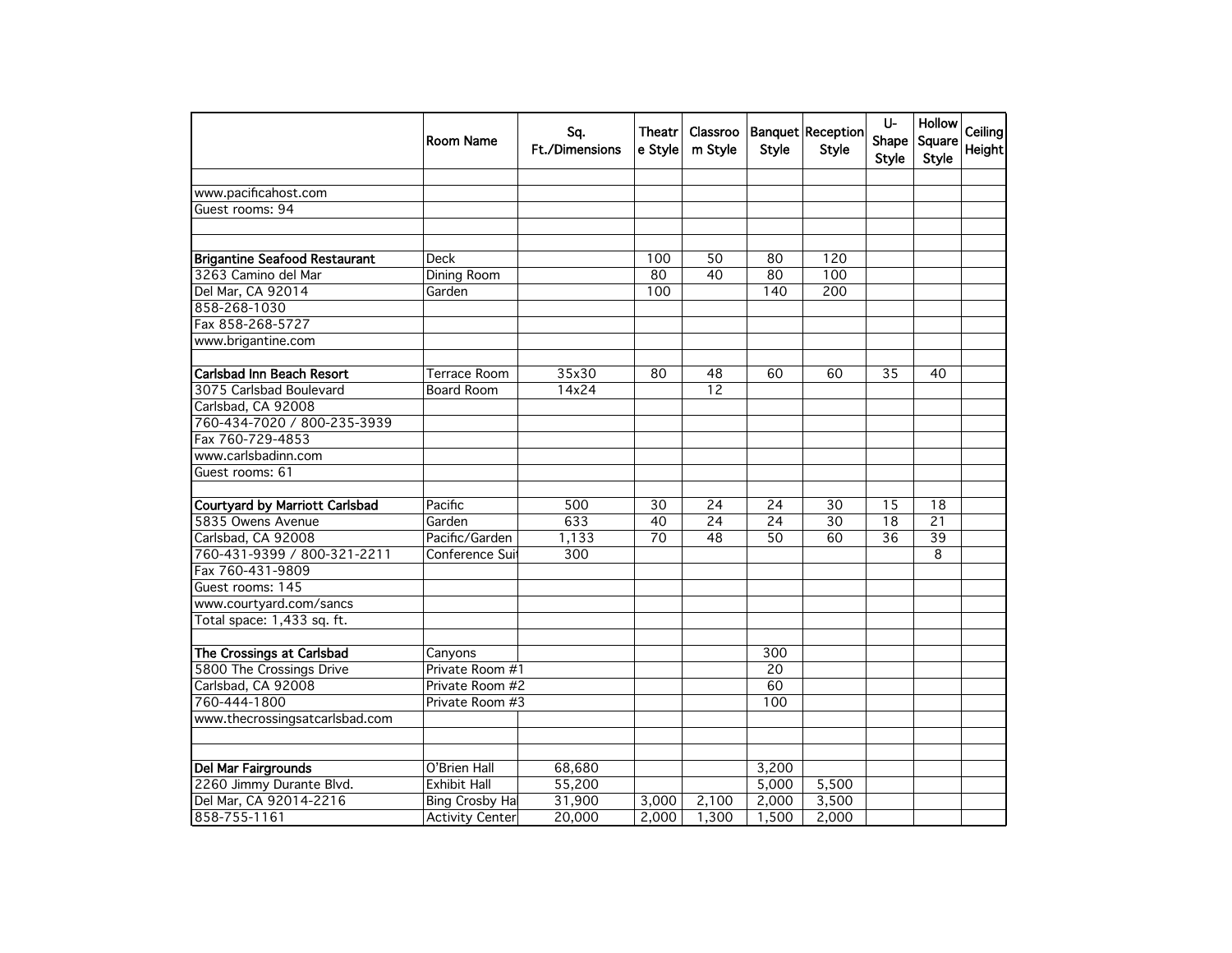| | Room Name | Sq. Ft./Dimensions | Theatre Style | Classroom Style | Banquet Style | Reception Style | U-Shape Style | Hollow Square Style | Ceiling Height |
|---|---|---|---|---|---|---|---|---|---|
| | | | | | | | | | |
| www.pacificahost.com | | | | | | | | | |
| Guest rooms: 94 | | | | | | | | | |
| | | | | | | | | | |
| | | | | | | | | | |
| **Brigantine Seafood Restaurant** | Deck | | 100 | 50 | 80 | 120 | | | |
| 3263 Camino del Mar | Dining Room | | 80 | 40 | 80 | 100 | | | |
| Del Mar, CA 92014 | Garden | | 100 | | 140 | 200 | | | |
| 858-268-1030 | | | | | | | | | |
| Fax 858-268-5727 | | | | | | | | | |
| www.brigantine.com | | | | | | | | | |
| | | | | | | | | | |
| **Carlsbad Inn Beach Resort** | Terrace Room | 35x30 | 80 | 48 | 60 | 60 | 35 | 40 | |
| 3075 Carlsbad Boulevard | Board Room | 14x24 | | 12 | | | | | |
| Carlsbad, CA 92008 | | | | | | | | | |
| 760-434-7020 / 800-235-3939 | | | | | | | | | |
| Fax 760-729-4853 | | | | | | | | | |
| www.carlsbadinn.com | | | | | | | | | |
| Guest rooms: 61 | | | | | | | | | |
| | | | | | | | | | |
| **Courtyard by Marriott Carlsbad** | Pacific | 500 | 30 | 24 | 24 | 30 | 15 | 18 | |
| 5835 Owens Avenue | Garden | 633 | 40 | 24 | 24 | 30 | 18 | 21 | |
| Carlsbad, CA 92008 | Pacific/Garden | 1,133 | 70 | 48 | 50 | 60 | 36 | 39 | |
| 760-431-9399 / 800-321-2211 | Conference Sui | 300 | | | | | | 8 | |
| Fax 760-431-9809 | | | | | | | | | |
| Guest rooms: 145 | | | | | | | | | |
| www.courtyard.com/sancs | | | | | | | | | |
| Total space: 1,433 sq. ft. | | | | | | | | | |
| | | | | | | | | | |
| **The Crossings at Carlsbad** | Canyons | | | | 300 | | | | |
| 5800 The Crossings Drive | Private Room #1 | | | | 20 | | | | |
| Carlsbad, CA 92008 | Private Room #2 | | | | 60 | | | | |
| 760-444-1800 | Private Room #3 | | | | 100 | | | | |
| www.thecrossingsatcarlsbad.com | | | | | | | | | |
| | | | | | | | | | |
| | | | | | | | | | |
| **Del Mar Fairgrounds** | O'Brien Hall | 68,680 | | | 3,200 | | | | |
| 2260 Jimmy Durante Blvd. | Exhibit Hall | 55,200 | | | 5,000 | 5,500 | | | |
| Del Mar, CA 92014-2216 | Bing Crosby Ha | 31,900 | 3,000 | 2,100 | 2,000 | 3,500 | | | |
| 858-755-1161 | Activity Center | 20,000 | 2,000 | 1,300 | 1,500 | 2,000 | | | |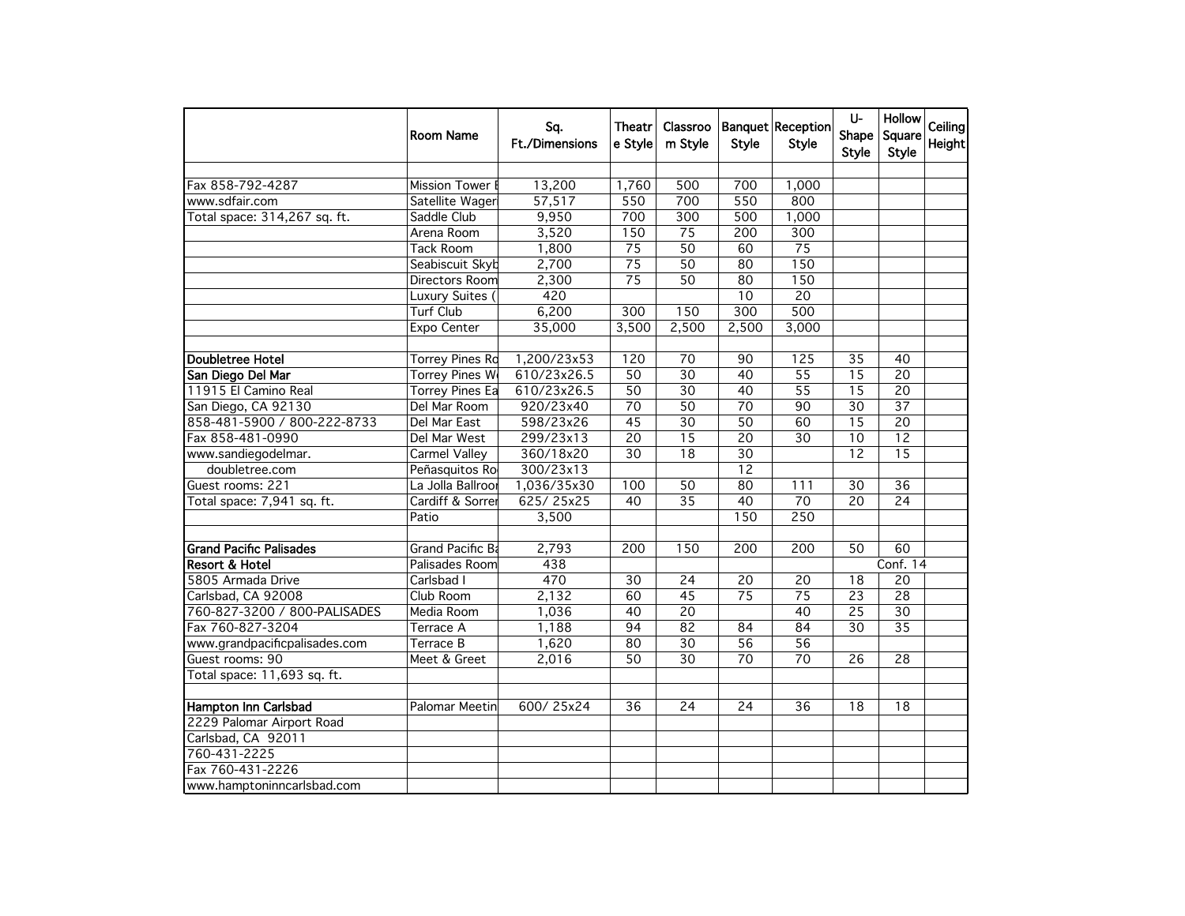| | Room Name | Sq. Ft./Dimensions | Theatre Style | Classroom Style | Banquet Style | Reception Style | U-Shape Style | Hollow Square Style | Ceiling Height |
|---|---|---|---|---|---|---|---|---|---|
| | | | | | | | | | |
| Fax 858-792-4287 | Mission Tower E | 13,200 | 1,760 | 500 | 700 | 1,000 | | | |
| www.sdfair.com | Satellite Wager | 57,517 | 550 | 700 | 550 | 800 | | | |
| Total space: 314,267 sq. ft. | Saddle Club | 9,950 | 700 | 300 | 500 | 1,000 | | | |
| | Arena Room | 3,520 | 150 | 75 | 200 | 300 | | | |
| | Tack Room | 1,800 | 75 | 50 | 60 | 75 | | | |
| | Seabiscuit Skyb | 2,700 | 75 | 50 | 80 | 150 | | | |
| | Directors Room | 2,300 | 75 | 50 | 80 | 150 | | | |
| | Luxury Suites ( | 420 | | | 10 | 20 | | | |
| | Turf Club | 6,200 | 300 | 150 | 300 | 500 | | | |
| | Expo Center | 35,000 | 3,500 | 2,500 | 2,500 | 3,000 | | | |
| | | | | | | | | | |
| **Doubletree Hotel** | Torrey Pines Ro | 1,200/23x53 | 120 | 70 | 90 | 125 | 35 | 40 | |
| **San Diego Del Mar** | Torrey Pines We | 610/23x26.5 | 50 | 30 | 40 | 55 | 15 | 20 | |
| 11915 El Camino Real | Torrey Pines Ea | 610/23x26.5 | 50 | 30 | 40 | 55 | 15 | 20 | |
| San Diego, CA 92130 | Del Mar Room | 920/23x40 | 70 | 50 | 70 | 90 | 30 | 37 | |
| 858-481-5900 / 800-222-8733 | Del Mar East | 598/23x26 | 45 | 30 | 50 | 60 | 15 | 20 | |
| Fax 858-481-0990 | Del Mar West | 299/23x13 | 20 | 15 | 20 | 30 | 10 | 12 | |
| www.sandiegodelmar. | Carmel Valley | 360/18x20 | 30 | 18 | 30 | | 12 | 15 | |
| doubletree.com | Peñasquitos Ro | 300/23x13 | | | 12 | | | | |
| Guest rooms: 221 | La Jolla Ballroo | 1,036/35x30 | 100 | 50 | 80 | 111 | 30 | 36 | |
| Total space: 7,941 sq. ft. | Cardiff & Sorrer | 625/ 25x25 | 40 | 35 | 40 | 70 | 20 | 24 | |
| | Patio | 3,500 | | | 150 | 250 | | | |
| | | | | | | | | | |
| **Grand Pacific Palisades** | Grand Pacific Ba | 2,793 | 200 | 150 | 200 | 200 | 50 | 60 | |
| **Resort & Hotel** | Palisades Room | 438 | | | | | | Conf. 14 | |
| 5805 Armada Drive | Carlsbad I | 470 | 30 | 24 | 20 | 20 | 18 | 20 | |
| Carlsbad, CA 92008 | Club Room | 2,132 | 60 | 45 | 75 | 75 | 23 | 28 | |
| 760-827-3200 / 800-PALISADES | Media Room | 1,036 | 40 | 20 | | 40 | 25 | 30 | |
| Fax 760-827-3204 | Terrace A | 1,188 | 94 | 82 | 84 | 84 | 30 | 35 | |
| www.grandpacificpalisades.com | Terrace B | 1,620 | 80 | 30 | 56 | 56 | | | |
| Guest rooms: 90 | Meet & Greet | 2,016 | 50 | 30 | 70 | 70 | 26 | 28 | |
| Total space: 11,693 sq. ft. | | | | | | | | | |
| | | | | | | | | | |
| **Hampton Inn Carlsbad** | Palomar Meetin | 600/ 25x24 | 36 | 24 | 24 | 36 | 18 | 18 | |
| 2229 Palomar Airport Road | | | | | | | | | |
| Carlsbad, CA 92011 | | | | | | | | | |
| 760-431-2225 | | | | | | | | | |
| Fax 760-431-2226 | | | | | | | | | |
| www.hamptoninncarlsbad.com | | | | | | | | | |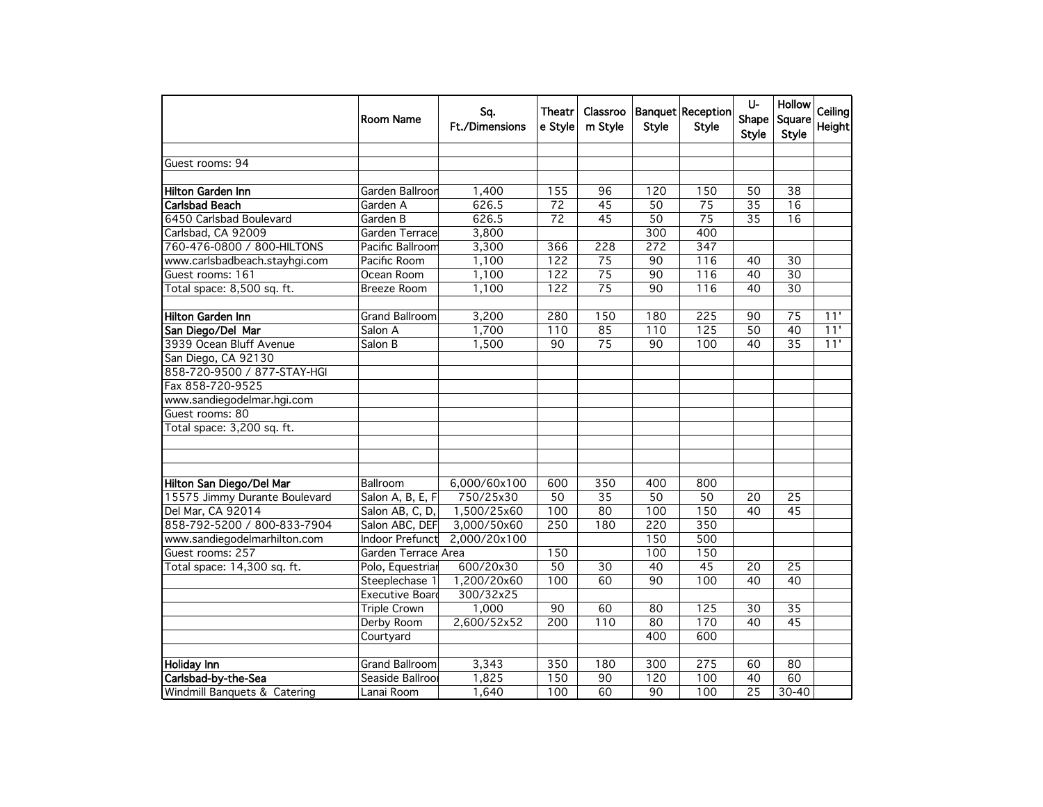| | Room Name | Sq. Ft./Dimensions | Theatre Style | Classroom Style | Banquet Style | Reception Style | U-Shape Style | Hollow Square Style | Ceiling Height |
|---|---|---|---|---|---|---|---|---|---|
| | | | | | | | | | |
| Guest rooms: 94 | | | | | | | | | |
| | | | | | | | | | |
| **Hilton Garden Inn** | Garden Ballroom | 1,400 | 155 | 96 | 120 | 150 | 50 | 38 | |
| **Carlsbad Beach** | Garden A | 626.5 | 72 | 45 | 50 | 75 | 35 | 16 | |
| 6450 Carlsbad Boulevard | Garden B | 626.5 | 72 | 45 | 50 | 75 | 35 | 16 | |
| Carlsbad, CA 92009 | Garden Terrace | 3,800 | | | 300 | 400 | | | |
| 760-476-0800 / 800-HILTONS | Pacific Ballroom | 3,300 | 366 | 228 | 272 | 347 | | | |
| www.carlsbadbeach.stayhgi.com | Pacific Room | 1,100 | 122 | 75 | 90 | 116 | 40 | 30 | |
| Guest rooms: 161 | Ocean Room | 1,100 | 122 | 75 | 90 | 116 | 40 | 30 | |
| Total space: 8,500 sq. ft. | Breeze Room | 1,100 | 122 | 75 | 90 | 116 | 40 | 30 | |
| | | | | | | | | | |
| **Hilton Garden Inn** | Grand Ballroom | 3,200 | 280 | 150 | 180 | 225 | 90 | 75 | 11' |
| **San Diego/Del Mar** | Salon A | 1,700 | 110 | 85 | 110 | 125 | 50 | 40 | 11' |
| 3939 Ocean Bluff Avenue | Salon B | 1,500 | 90 | 75 | 90 | 100 | 40 | 35 | 11' |
| San Diego, CA 92130 | | | | | | | | | |
| 858-720-9500 / 877-STAY-HGI | | | | | | | | | |
| Fax 858-720-9525 | | | | | | | | | |
| www.sandiegodelmar.hgi.com | | | | | | | | | |
| Guest rooms: 80 | | | | | | | | | |
| Total space: 3,200 sq. ft. | | | | | | | | | |
| | | | | | | | | | |
| | | | | | | | | | |
| | | | | | | | | | |
| **Hilton San Diego/Del Mar** | Ballroom | 6,000/60x100 | 600 | 350 | 400 | 800 | | | |
| 15575 Jimmy Durante Boulevard | Salon A, B, E, F | 750/25x30 | 50 | 35 | 50 | 50 | 20 | 25 | |
| Del Mar, CA 92014 | Salon AB, C, D, | 1,500/25x60 | 100 | 80 | 100 | 150 | 40 | 45 | |
| 858-792-5200 / 800-833-7904 | Salon ABC, DEF | 3,000/50x60 | 250 | 180 | 220 | 350 | | | |
| www.sandiegodelmarhilton.com | Indoor Prefunct | 2,000/20x100 | | | 150 | 500 | | | |
| Guest rooms: 257 | Garden Terrace Area | | 150 | | 100 | 150 | | | |
| Total space: 14,300 sq. ft. | Polo, Equestrian | 600/20x30 | 50 | 30 | 40 | 45 | 20 | 25 | |
| | Steeplechase 1 | 1,200/20x60 | 100 | 60 | 90 | 100 | 40 | 40 | |
| | Executive Board | 300/32x25 | | | | | | | |
| | Triple Crown | 1,000 | 90 | 60 | 80 | 125 | 30 | 35 | |
| | Derby Room | 2,600/52x52 | 200 | 110 | 80 | 170 | 40 | 45 | |
| | Courtyard | | | | 400 | 600 | | | |
| | | | | | | | | | |
| **Holiday Inn** | Grand Ballroom | 3,343 | 350 | 180 | 300 | 275 | 60 | 80 | |
| **Carlsbad-by-the-Sea** | Seaside Ballroom | 1,825 | 150 | 90 | 120 | 100 | 40 | 60 | |
| Windmill Banquets & Catering | Lanai Room | 1,640 | 100 | 60 | 90 | 100 | 25 | 30-40 | |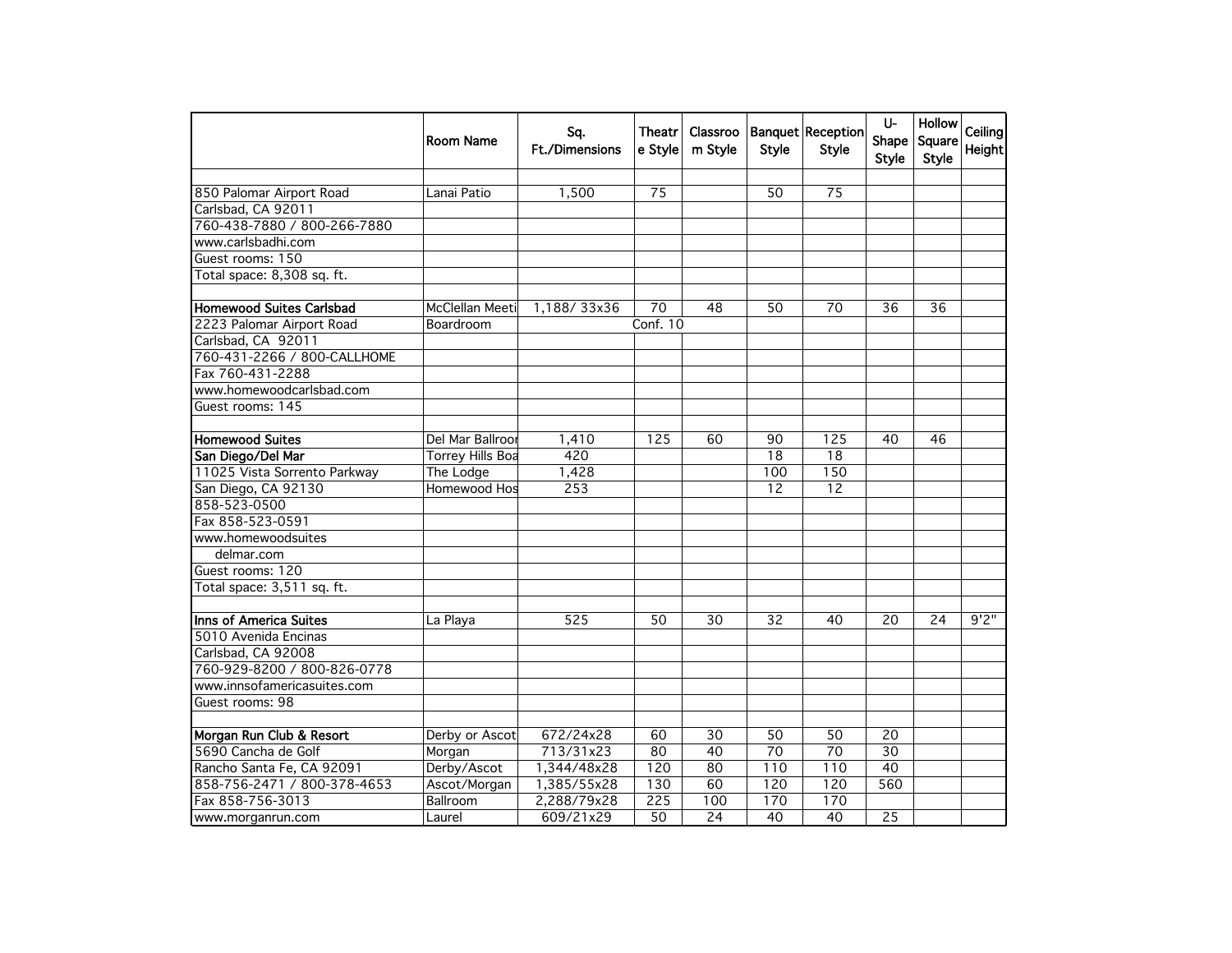| | Room Name | Sq. Ft./Dimensions | Theatre Style | Classroom Style | Banquet Style | Reception Style | U-Shape Style | Hollow Square Style | Ceiling Height |
|---|---|---|---|---|---|---|---|---|---|
| | | | | | | | | | |
| 850 Palomar Airport Road | Lanai Patio | 1,500 | 75 | | 50 | 75 | | | |
| Carlsbad, CA 92011 | | | | | | | | | |
| 760-438-7880 / 800-266-7880 | | | | | | | | | |
| www.carlsbadhi.com | | | | | | | | | |
| Guest rooms: 150 | | | | | | | | | |
| Total space: 8,308 sq. ft. | | | | | | | | | |
| | | | | | | | | | |
| **Homewood Suites Carlsbad** | McClellan Meeti | 1,188/ 33x36 | 70 | 48 | 50 | 70 | 36 | 36 | |
| 2223 Palomar Airport Road | Boardroom | | Conf. 10 | | | | | | |
| Carlsbad, CA 92011 | | | | | | | | | |
| 760-431-2266 / 800-CALLHOME | | | | | | | | | |
| Fax 760-431-2288 | | | | | | | | | |
| www.homewoodcarlsbad.com | | | | | | | | | |
| Guest rooms: 145 | | | | | | | | | |
| | | | | | | | | | |
| **Homewood Suites** | Del Mar Ballroor | 1,410 | 125 | 60 | 90 | 125 | 40 | 46 | |
| **San Diego/Del Mar** | Torrey Hills Boa | 420 | | | 18 | 18 | | | |
| 11025 Vista Sorrento Parkway | The Lodge | 1,428 | | | 100 | 150 | | | |
| San Diego, CA 92130 | Homewood Hos | 253 | | | 12 | 12 | | | |
| 858-523-0500 | | | | | | | | | |
| Fax 858-523-0591 | | | | | | | | | |
| www.homewoodsuites | | | | | | | | | |
| delmar.com | | | | | | | | | |
| Guest rooms: 120 | | | | | | | | | |
| Total space: 3,511 sq. ft. | | | | | | | | | |
| | | | | | | | | | |
| **Inns of America Suites** | La Playa | 525 | 50 | 30 | 32 | 40 | 20 | 24 | 9'2" |
| 5010 Avenida Encinas | | | | | | | | | |
| Carlsbad, CA 92008 | | | | | | | | | |
| 760-929-8200 / 800-826-0778 | | | | | | | | | |
| www.innsofamericasuites.com | | | | | | | | | |
| Guest rooms: 98 | | | | | | | | | |
| | | | | | | | | | |
| **Morgan Run Club & Resort** | Derby or Ascot | 672/24x28 | 60 | 30 | 50 | 50 | 20 | | |
| 5690 Cancha de Golf | Morgan | 713/31x23 | 80 | 40 | 70 | 70 | 30 | | |
| Rancho Santa Fe, CA 92091 | Derby/Ascot | 1,344/48x28 | 120 | 80 | 110 | 110 | 40 | | |
| 858-756-2471 / 800-378-4653 | Ascot/Morgan | 1,385/55x28 | 130 | 60 | 120 | 120 | 560 | | |
| Fax 858-756-3013 | Ballroom | 2,288/79x28 | 225 | 100 | 170 | 170 | | | |
| www.morganrun.com | Laurel | 609/21x29 | 50 | 24 | 40 | 40 | 25 | | |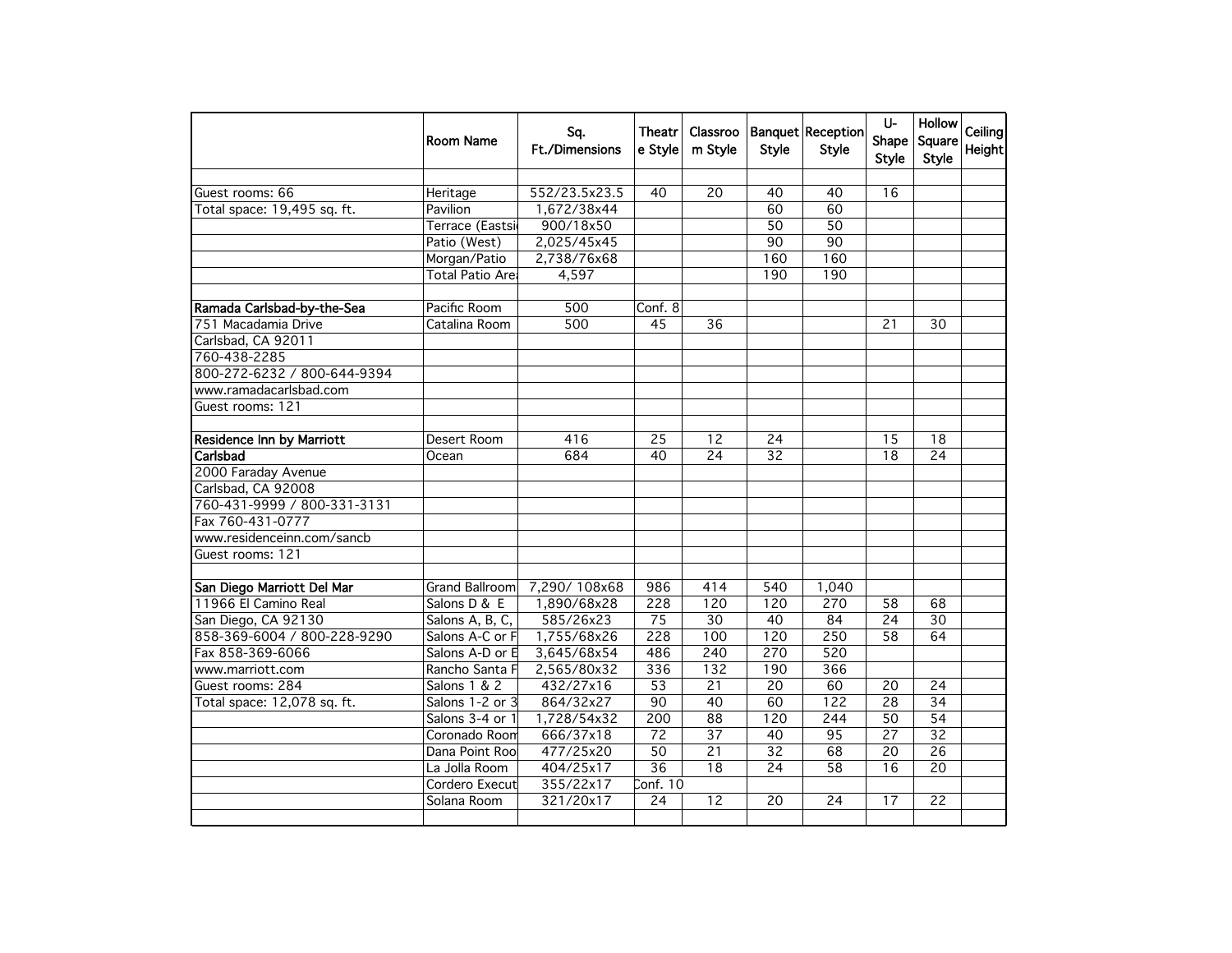| | Room Name | Sq. Ft./Dimensions | Theatre Style | Classroom Style | Banquet Style | Reception Style | U-Shape Style | Hollow Square Style | Ceiling Height |
|---|---|---|---|---|---|---|---|---|---|
| | | | | | | | | | |
| Guest rooms: 66 | Heritage | 552/23.5x23.5 | 40 | 20 | 40 | 40 | 16 | | |
| Total space: 19,495 sq. ft. | Pavilion | 1,672/38x44 | | | 60 | 60 | | | |
| | Terrace (Eastsi | 900/18x50 | | | 50 | 50 | | | |
| | Patio (West) | 2,025/45x45 | | | 90 | 90 | | | |
| | Morgan/Patio | 2,738/76x68 | | | 160 | 160 | | | |
| | Total Patio Are | 4,597 | | | 190 | 190 | | | |
| | | | | | | | | | |
| **Ramada Carlsbad-by-the-Sea** | Pacific Room | 500 | Conf. 8 | | | | | | |
| 751 Macadamia Drive | Catalina Room | 500 | 45 | 36 | | | 21 | 30 | |
| Carlsbad, CA 92011 | | | | | | | | | |
| 760-438-2285 | | | | | | | | | |
| 800-272-6232 / 800-644-9394 | | | | | | | | | |
| www.ramadacarlsbad.com | | | | | | | | | |
| Guest rooms: 121 | | | | | | | | | |
| | | | | | | | | | |
| **Residence Inn by Marriott** | Desert Room | 416 | 25 | 12 | 24 | | 15 | 18 | |
| **Carlsbad** | Ocean | 684 | 40 | 24 | 32 | | 18 | 24 | |
| 2000 Faraday Avenue | | | | | | | | | |
| Carlsbad, CA 92008 | | | | | | | | | |
| 760-431-9999 / 800-331-3131 | | | | | | | | | |
| Fax 760-431-0777 | | | | | | | | | |
| www.residenceinn.com/sancb | | | | | | | | | |
| Guest rooms: 121 | | | | | | | | | |
| | | | | | | | | | |
| **San Diego Marriott Del Mar** | Grand Ballroom | 7,290/ 108x68 | 986 | 414 | 540 | 1,040 | | | |
| 11966 El Camino Real | Salons D & E | 1,890/68x28 | 228 | 120 | 120 | 270 | 58 | 68 | |
| San Diego, CA 92130 | Salons A, B, C, | 585/26x23 | 75 | 30 | 40 | 84 | 24 | 30 | |
| 858-369-6004 / 800-228-9290 | Salons A-C or F | 1,755/68x26 | 228 | 100 | 120 | 250 | 58 | 64 | |
| Fax 858-369-6066 | Salons A-D or E | 3,645/68x54 | 486 | 240 | 270 | 520 | | | |
| www.marriott.com | Rancho Santa F | 2,565/80x32 | 336 | 132 | 190 | 366 | | | |
| Guest rooms: 284 | Salons 1 & 2 | 432/27x16 | 53 | 21 | 20 | 60 | 20 | 24 | |
| Total space: 12,078 sq. ft. | Salons 1-2 or 3 | 864/32x27 | 90 | 40 | 60 | 122 | 28 | 34 | |
| | Salons 3-4 or 1 | 1,728/54x32 | 200 | 88 | 120 | 244 | 50 | 54 | |
| | Coronado Room | 666/37x18 | 72 | 37 | 40 | 95 | 27 | 32 | |
| | Dana Point Roo | 477/25x20 | 50 | 21 | 32 | 68 | 20 | 26 | |
| | La Jolla Room | 404/25x17 | 36 | 18 | 24 | 58 | 16 | 20 | |
| | Cordero Execut | 355/22x17 | Conf. 10 | | | | | | |
| | Solana Room | 321/20x17 | 24 | 12 | 20 | 24 | 17 | 22 | |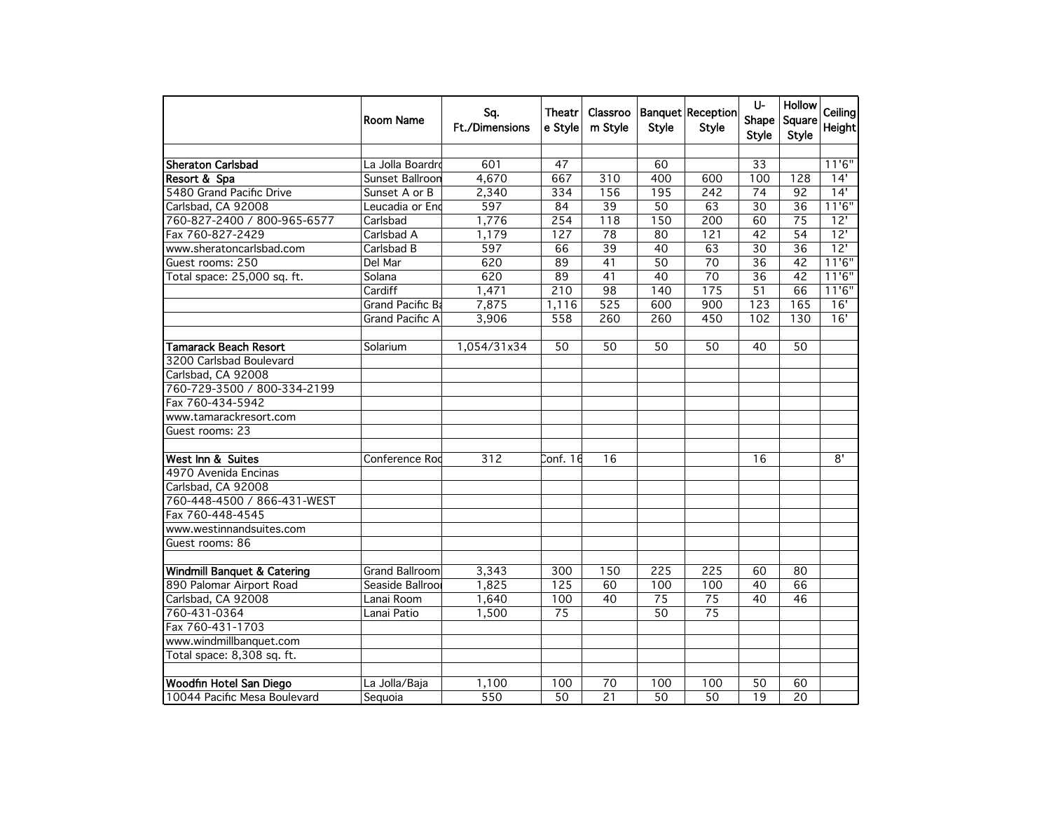| | Room Name | Sq. Ft./Dimensions | Theatre Style | Classroom Style | Banquet Style | Reception Style | U-Shape Style | Hollow Square Style | Ceiling Height |
|---|---|---|---|---|---|---|---|---|---|
| | | | | | | | | | |
| **Sheraton Carlsbad** | La Jolla Boardro | 601 | 47 | | 60 | | 33 | | 11'6" |
| **Resort & Spa** | Sunset Ballroon | 4,670 | 667 | 310 | 400 | 600 | 100 | 128 | 14' |
| 5480 Grand Pacific Drive | Sunset A or B | 2,340 | 334 | 156 | 195 | 242 | 74 | 92 | 14' |
| Carlsbad, CA 92008 | Leucadia or Enc | 597 | 84 | 39 | 50 | 63 | 30 | 36 | 11'6" |
| 760-827-2400 / 800-965-6577 | Carlsbad | 1,776 | 254 | 118 | 150 | 200 | 60 | 75 | 12' |
| Fax 760-827-2429 | Carlsbad A | 1,179 | 127 | 78 | 80 | 121 | 42 | 54 | 12' |
| www.sheratoncarlsbad.com | Carlsbad B | 597 | 66 | 39 | 40 | 63 | 30 | 36 | 12' |
| Guest rooms: 250 | Del Mar | 620 | 89 | 41 | 50 | 70 | 36 | 42 | 11'6" |
| Total space: 25,000 sq. ft. | Solana | 620 | 89 | 41 | 40 | 70 | 36 | 42 | 11'6" |
| | Cardiff | 1,471 | 210 | 98 | 140 | 175 | 51 | 66 | 11'6" |
| | Grand Pacific Ba | 7,875 | 1,116 | 525 | 600 | 900 | 123 | 165 | 16' |
| | Grand Pacific A | 3,906 | 558 | 260 | 260 | 450 | 102 | 130 | 16' |
| | | | | | | | | | |
| **Tamarack Beach Resort** | Solarium | 1,054/31x34 | 50 | 50 | 50 | 50 | 40 | 50 | |
| 3200 Carlsbad Boulevard | | | | | | | | | |
| Carlsbad, CA 92008 | | | | | | | | | |
| 760-729-3500 / 800-334-2199 | | | | | | | | | |
| Fax 760-434-5942 | | | | | | | | | |
| www.tamarackresort.com | | | | | | | | | |
| Guest rooms: 23 | | | | | | | | | |
| | | | | | | | | | |
| **West Inn & Suites** | Conference Roo | 312 | Conf. 16 | 16 | | | 16 | | 8' |
| 4970 Avenida Encinas | | | | | | | | | |
| Carlsbad, CA 92008 | | | | | | | | | |
| 760-448-4500 / 866-431-WEST | | | | | | | | | |
| Fax 760-448-4545 | | | | | | | | | |
| www.westinnandsuites.com | | | | | | | | | |
| Guest rooms: 86 | | | | | | | | | |
| | | | | | | | | | |
| **Windmill Banquet & Catering** | Grand Ballroom | 3,343 | 300 | 150 | 225 | 225 | 60 | 80 | |
| 890 Palomar Airport Road | Seaside Ballroo | 1,825 | 125 | 60 | 100 | 100 | 40 | 66 | |
| Carlsbad, CA 92008 | Lanai Room | 1,640 | 100 | 40 | 75 | 75 | 40 | 46 | |
| 760-431-0364 | Lanai Patio | 1,500 | 75 | | 50 | 75 | | | |
| Fax 760-431-1703 | | | | | | | | | |
| www.windmillbanquet.com | | | | | | | | | |
| Total space: 8,308 sq. ft. | | | | | | | | | |
| | | | | | | | | | |
| **Woodfin Hotel San Diego** | La Jolla/Baja | 1,100 | 100 | 70 | 100 | 100 | 50 | 60 | |
| 10044 Pacific Mesa Boulevard | Sequoia | 550 | 50 | 21 | 50 | 50 | 19 | 20 | |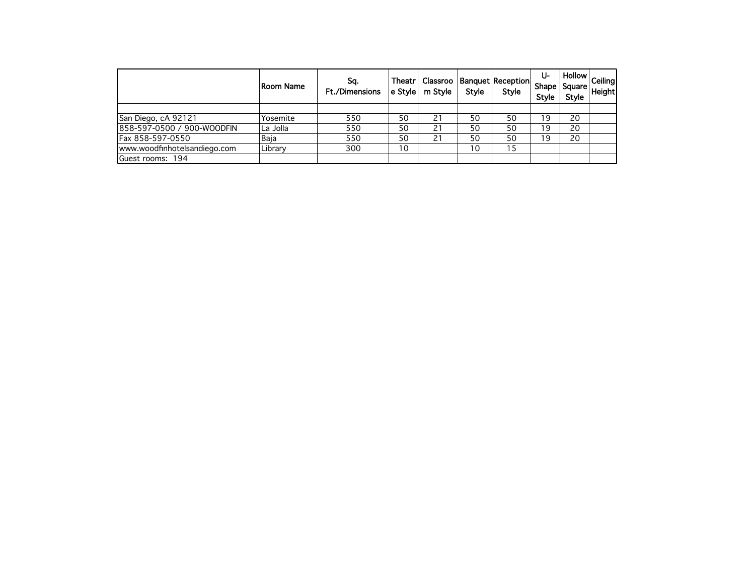| | Room Name | Sq. Ft./Dimensions | Theatre Style | Classroom Style | Banquet Style | Reception Style | U-Shape Style | Hollow Square Style | Ceiling Height |
|---|---|---|---|---|---|---|---|---|---|
| | | | | | | | | | |
| San Diego, cA 92121 | Yosemite | 550 | 50 | 21 | 50 | 50 | 19 | 20 | |
| 858-597-0500 / 900-WOODFIN | La Jolla | 550 | 50 | 21 | 50 | 50 | 19 | 20 | |
| Fax 858-597-0550 | Baja | 550 | 50 | 21 | 50 | 50 | 19 | 20 | |
| www.woodfinhotelsandiego.com | Library | 300 | 10 | | 10 | 15 | | | |
| Guest rooms: 194 | | | | | | | | | |